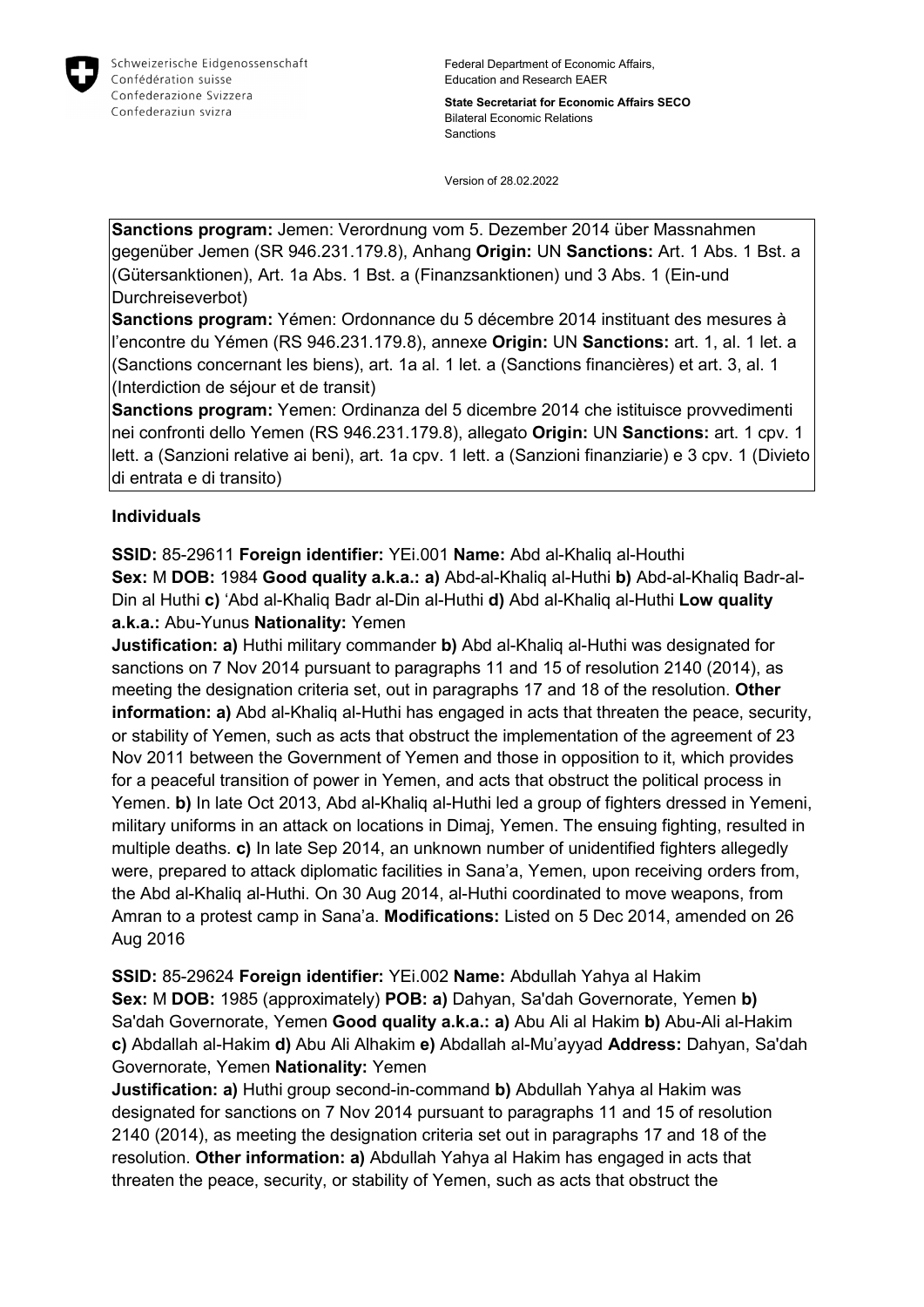Schweizerische Eidgenossenschaft
Confédération suisse
Confederazione Svizzera
Confederaziun svizra

Federal Department of Economic Affairs, Education and Research EAER

**State Secretariat for Economic Affairs SECO**
Bilateral Economic Relations
Sanctions

Version of 28.02.2022

**Sanctions program:** Jemen: Verordnung vom 5. Dezember 2014 über Massnahmen gegenüber Jemen (SR 946.231.179.8), Anhang **Origin:** UN **Sanctions:** Art. 1 Abs. 1 Bst. a (Gütersanktionen), Art. 1a Abs. 1 Bst. a (Finanzsanktionen) und 3 Abs. 1 (Ein-und Durchreiseverbot)
**Sanctions program:** Yémen: Ordonnance du 5 décembre 2014 instituant des mesures à l'encontre du Yémen (RS 946.231.179.8), annexe **Origin:** UN **Sanctions:** art. 1, al. 1 let. a (Sanctions concernant les biens), art. 1a al. 1 let. a (Sanctions financières) et art. 3, al. 1 (Interdiction de séjour et de transit)
**Sanctions program:** Yemen: Ordinanza del 5 dicembre 2014 che istituisce provvedimenti nei confronti dello Yemen (RS 946.231.179.8), allegato **Origin:** UN **Sanctions:** art. 1 cpv. 1 lett. a (Sanzioni relative ai beni), art. 1a cpv. 1 lett. a (Sanzioni finanziarie) e 3 cpv. 1 (Divieto di entrata e di transito)

## Individuals

**SSID:** 85-29611 **Foreign identifier:** YEi.001 **Name:** Abd al-Khaliq al-Houthi
**Sex:** M **DOB:** 1984 **Good quality a.k.a.: a)** Abd-al-Khaliq al-Huthi **b)** Abd-al-Khaliq Badr-al-Din al Huthi **c)** 'Abd al-Khaliq Badr al-Din al-Huthi **d)** Abd al-Khaliq al-Huthi **Low quality a.k.a.:** Abu-Yunus **Nationality:** Yemen
**Justification: a)** Huthi military commander **b)** Abd al-Khaliq al-Huthi was designated for sanctions on 7 Nov 2014 pursuant to paragraphs 11 and 15 of resolution 2140 (2014), as meeting the designation criteria set, out in paragraphs 17 and 18 of the resolution. **Other information: a)** Abd al-Khaliq al-Huthi has engaged in acts that threaten the peace, security, or stability of Yemen, such as acts that obstruct the implementation of the agreement of 23 Nov 2011 between the Government of Yemen and those in opposition to it, which provides for a peaceful transition of power in Yemen, and acts that obstruct the political process in Yemen. **b)** In late Oct 2013, Abd al-Khaliq al-Huthi led a group of fighters dressed in Yemeni, military uniforms in an attack on locations in Dimaj, Yemen. The ensuing fighting, resulted in multiple deaths. **c)** In late Sep 2014, an unknown number of unidentified fighters allegedly were, prepared to attack diplomatic facilities in Sana'a, Yemen, upon receiving orders from, the Abd al-Khaliq al-Huthi. On 30 Aug 2014, al-Huthi coordinated to move weapons, from Amran to a protest camp in Sana'a. **Modifications:** Listed on 5 Dec 2014, amended on 26 Aug 2016

**SSID:** 85-29624 **Foreign identifier:** YEi.002 **Name:** Abdullah Yahya al Hakim
**Sex:** M **DOB:** 1985 (approximately) **POB: a)** Dahyan, Sa'dah Governorate, Yemen **b)** Sa'dah Governorate, Yemen **Good quality a.k.a.: a)** Abu Ali al Hakim **b)** Abu-Ali al-Hakim **c)** Abdallah al-Hakim **d)** Abu Ali Alhakim **e)** Abdallah al-Mu'ayyad **Address:** Dahyan, Sa'dah Governorate, Yemen **Nationality:** Yemen
**Justification: a)** Huthi group second-in-command **b)** Abdullah Yahya al Hakim was designated for sanctions on 7 Nov 2014 pursuant to paragraphs 11 and 15 of resolution 2140 (2014), as meeting the designation criteria set out in paragraphs 17 and 18 of the resolution. **Other information: a)** Abdullah Yahya al Hakim has engaged in acts that threaten the peace, security, or stability of Yemen, such as acts that obstruct the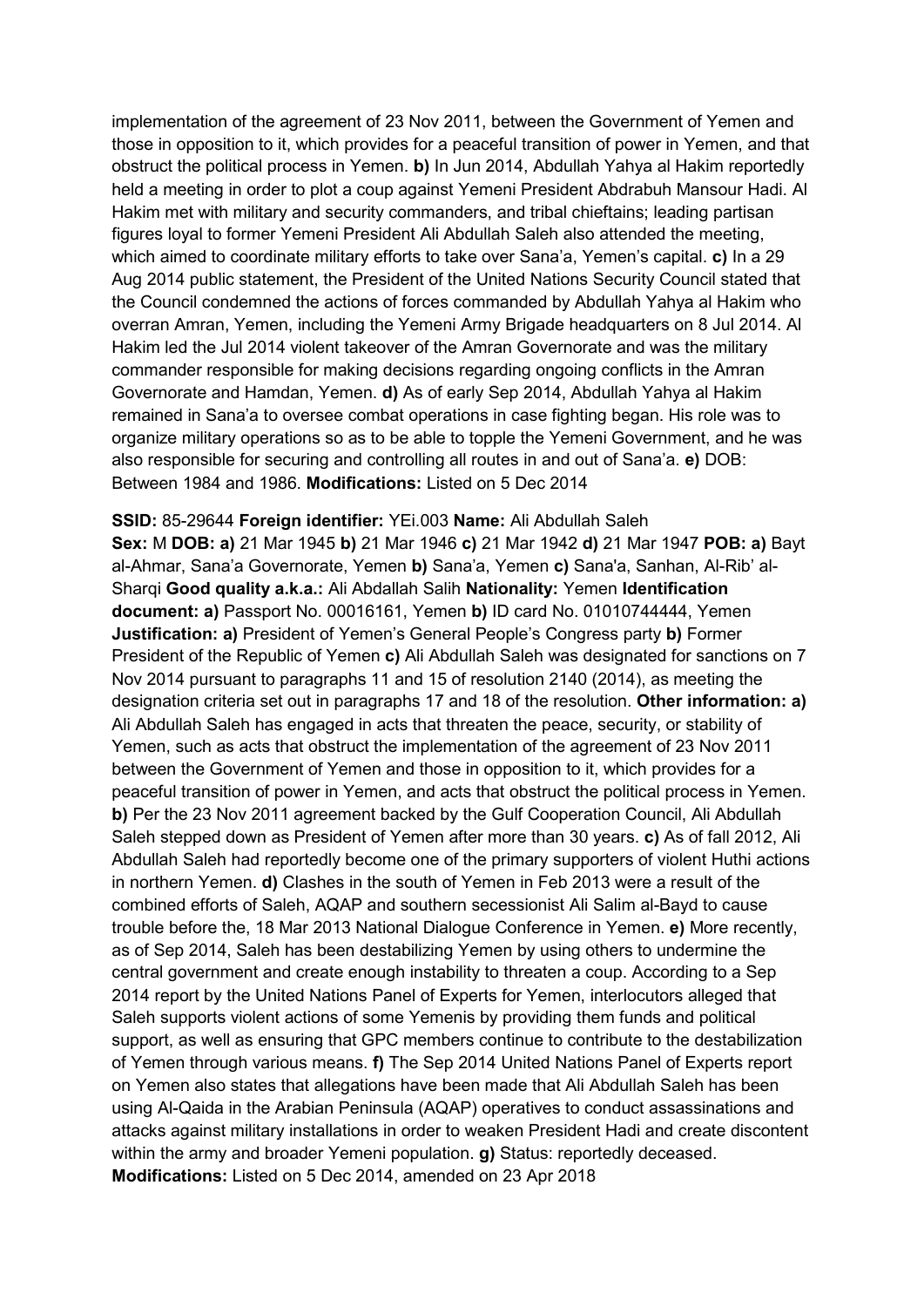implementation of the agreement of 23 Nov 2011, between the Government of Yemen and those in opposition to it, which provides for a peaceful transition of power in Yemen, and that obstruct the political process in Yemen. **b)** In Jun 2014, Abdullah Yahya al Hakim reportedly held a meeting in order to plot a coup against Yemeni President Abdrabuh Mansour Hadi. Al Hakim met with military and security commanders, and tribal chieftains; leading partisan figures loyal to former Yemeni President Ali Abdullah Saleh also attended the meeting, which aimed to coordinate military efforts to take over Sana'a, Yemen's capital. **c)** In a 29 Aug 2014 public statement, the President of the United Nations Security Council stated that the Council condemned the actions of forces commanded by Abdullah Yahya al Hakim who overran Amran, Yemen, including the Yemeni Army Brigade headquarters on 8 Jul 2014. Al Hakim led the Jul 2014 violent takeover of the Amran Governorate and was the military commander responsible for making decisions regarding ongoing conflicts in the Amran Governorate and Hamdan, Yemen. **d)** As of early Sep 2014, Abdullah Yahya al Hakim remained in Sana'a to oversee combat operations in case fighting began. His role was to organize military operations so as to be able to topple the Yemeni Government, and he was also responsible for securing and controlling all routes in and out of Sana'a. **e)** DOB: Between 1984 and 1986. **Modifications:** Listed on 5 Dec 2014

**SSID:** 85-29644 **Foreign identifier:** YEi.003 **Name:** Ali Abdullah Saleh
**Sex:** M **DOB: a)** 21 Mar 1945 **b)** 21 Mar 1946 **c)** 21 Mar 1942 **d)** 21 Mar 1947 **POB: a)** Bayt al-Ahmar, Sana'a Governorate, Yemen **b)** Sana'a, Yemen **c)** Sana'a, Sanhan, Al-Rib' al-Sharqi **Good quality a.k.a.:** Ali Abdallah Salih **Nationality:** Yemen **Identification document: a)** Passport No. 00016161, Yemen **b)** ID card No. 01010744444, Yemen **Justification: a)** President of Yemen's General People's Congress party **b)** Former President of the Republic of Yemen **c)** Ali Abdullah Saleh was designated for sanctions on 7 Nov 2014 pursuant to paragraphs 11 and 15 of resolution 2140 (2014), as meeting the designation criteria set out in paragraphs 17 and 18 of the resolution. **Other information: a)** Ali Abdullah Saleh has engaged in acts that threaten the peace, security, or stability of Yemen, such as acts that obstruct the implementation of the agreement of 23 Nov 2011 between the Government of Yemen and those in opposition to it, which provides for a peaceful transition of power in Yemen, and acts that obstruct the political process in Yemen. **b)** Per the 23 Nov 2011 agreement backed by the Gulf Cooperation Council, Ali Abdullah Saleh stepped down as President of Yemen after more than 30 years. **c)** As of fall 2012, Ali Abdullah Saleh had reportedly become one of the primary supporters of violent Huthi actions in northern Yemen. **d)** Clashes in the south of Yemen in Feb 2013 were a result of the combined efforts of Saleh, AQAP and southern secessionist Ali Salim al-Bayd to cause trouble before the, 18 Mar 2013 National Dialogue Conference in Yemen. **e)** More recently, as of Sep 2014, Saleh has been destabilizing Yemen by using others to undermine the central government and create enough instability to threaten a coup. According to a Sep 2014 report by the United Nations Panel of Experts for Yemen, interlocutors alleged that Saleh supports violent actions of some Yemenis by providing them funds and political support, as well as ensuring that GPC members continue to contribute to the destabilization of Yemen through various means. **f)** The Sep 2014 United Nations Panel of Experts report on Yemen also states that allegations have been made that Ali Abdullah Saleh has been using Al-Qaida in the Arabian Peninsula (AQAP) operatives to conduct assassinations and attacks against military installations in order to weaken President Hadi and create discontent within the army and broader Yemeni population. **g)** Status: reportedly deceased.
**Modifications:** Listed on 5 Dec 2014, amended on 23 Apr 2018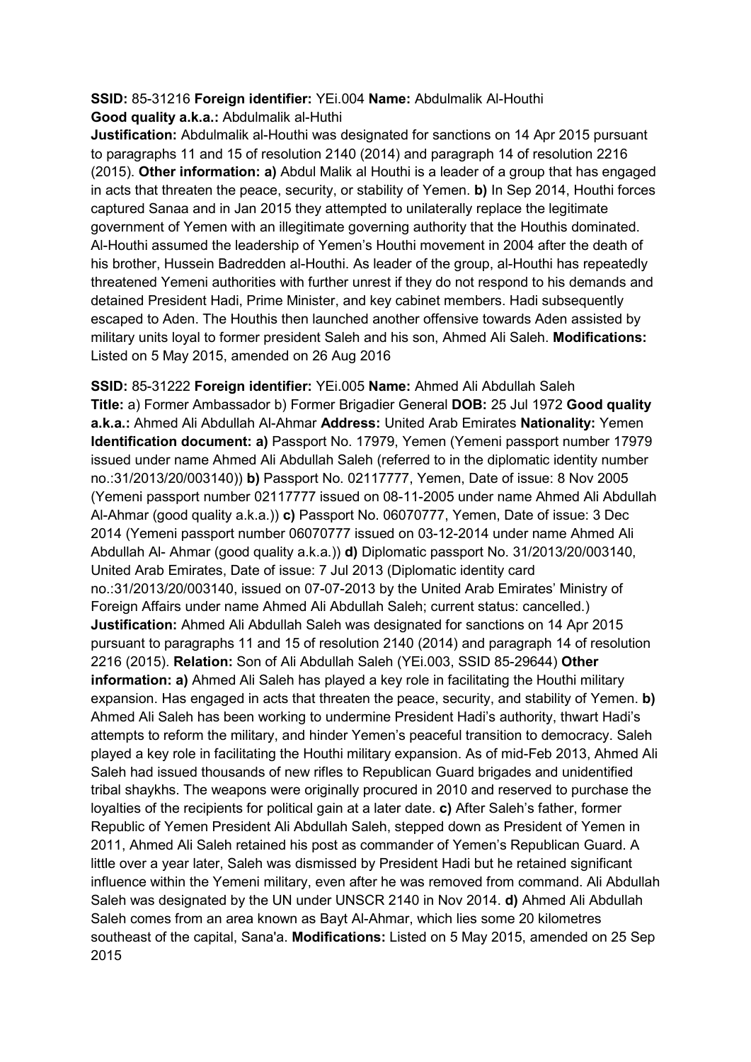**SSID:** 85-31216 **Foreign identifier:** YEi.004 **Name:** Abdulmalik Al-Houthi
**Good quality a.k.a.:** Abdulmalik al-Huthi
**Justification:** Abdulmalik al-Houthi was designated for sanctions on 14 Apr 2015 pursuant to paragraphs 11 and 15 of resolution 2140 (2014) and paragraph 14 of resolution 2216 (2015). **Other information: a)** Abdul Malik al Houthi is a leader of a group that has engaged in acts that threaten the peace, security, or stability of Yemen. **b)** In Sep 2014, Houthi forces captured Sanaa and in Jan 2015 they attempted to unilaterally replace the legitimate government of Yemen with an illegitimate governing authority that the Houthis dominated. Al-Houthi assumed the leadership of Yemen's Houthi movement in 2004 after the death of his brother, Hussein Badredden al-Houthi. As leader of the group, al-Houthi has repeatedly threatened Yemeni authorities with further unrest if they do not respond to his demands and detained President Hadi, Prime Minister, and key cabinet members. Hadi subsequently escaped to Aden. The Houthis then launched another offensive towards Aden assisted by military units loyal to former president Saleh and his son, Ahmed Ali Saleh. **Modifications:** Listed on 5 May 2015, amended on 26 Aug 2016

**SSID:** 85-31222 **Foreign identifier:** YEi.005 **Name:** Ahmed Ali Abdullah Saleh
**Title:** a) Former Ambassador b) Former Brigadier General **DOB:** 25 Jul 1972 **Good quality a.k.a.:** Ahmed Ali Abdullah Al-Ahmar **Address:** United Arab Emirates **Nationality:** Yemen
**Identification document: a)** Passport No. 17979, Yemen (Yemeni passport number 17979 issued under name Ahmed Ali Abdullah Saleh (referred to in the diplomatic identity number no.:31/2013/20/003140)) **b)** Passport No. 02117777, Yemen, Date of issue: 8 Nov 2005 (Yemeni passport number 02117777 issued on 08-11-2005 under name Ahmed Ali Abdullah Al-Ahmar (good quality a.k.a.)) **c)** Passport No. 06070777, Yemen, Date of issue: 3 Dec 2014 (Yemeni passport number 06070777 issued on 03-12-2014 under name Ahmed Ali Abdullah Al- Ahmar (good quality a.k.a.)) **d)** Diplomatic passport No. 31/2013/20/003140, United Arab Emirates, Date of issue: 7 Jul 2013 (Diplomatic identity card no.:31/2013/20/003140, issued on 07-07-2013 by the United Arab Emirates' Ministry of Foreign Affairs under name Ahmed Ali Abdullah Saleh; current status: cancelled.)
**Justification:** Ahmed Ali Abdullah Saleh was designated for sanctions on 14 Apr 2015 pursuant to paragraphs 11 and 15 of resolution 2140 (2014) and paragraph 14 of resolution 2216 (2015). **Relation:** Son of Ali Abdullah Saleh (YEi.003, SSID 85-29644) **Other information: a)** Ahmed Ali Saleh has played a key role in facilitating the Houthi military expansion. Has engaged in acts that threaten the peace, security, and stability of Yemen. **b)** Ahmed Ali Saleh has been working to undermine President Hadi's authority, thwart Hadi's attempts to reform the military, and hinder Yemen's peaceful transition to democracy. Saleh played a key role in facilitating the Houthi military expansion. As of mid-Feb 2013, Ahmed Ali Saleh had issued thousands of new rifles to Republican Guard brigades and unidentified tribal shaykhs. The weapons were originally procured in 2010 and reserved to purchase the loyalties of the recipients for political gain at a later date. **c)** After Saleh's father, former Republic of Yemen President Ali Abdullah Saleh, stepped down as President of Yemen in 2011, Ahmed Ali Saleh retained his post as commander of Yemen's Republican Guard. A little over a year later, Saleh was dismissed by President Hadi but he retained significant influence within the Yemeni military, even after he was removed from command. Ali Abdullah Saleh was designated by the UN under UNSCR 2140 in Nov 2014. **d)** Ahmed Ali Abdullah Saleh comes from an area known as Bayt Al-Ahmar, which lies some 20 kilometres southeast of the capital, Sana'a. **Modifications:** Listed on 5 May 2015, amended on 25 Sep 2015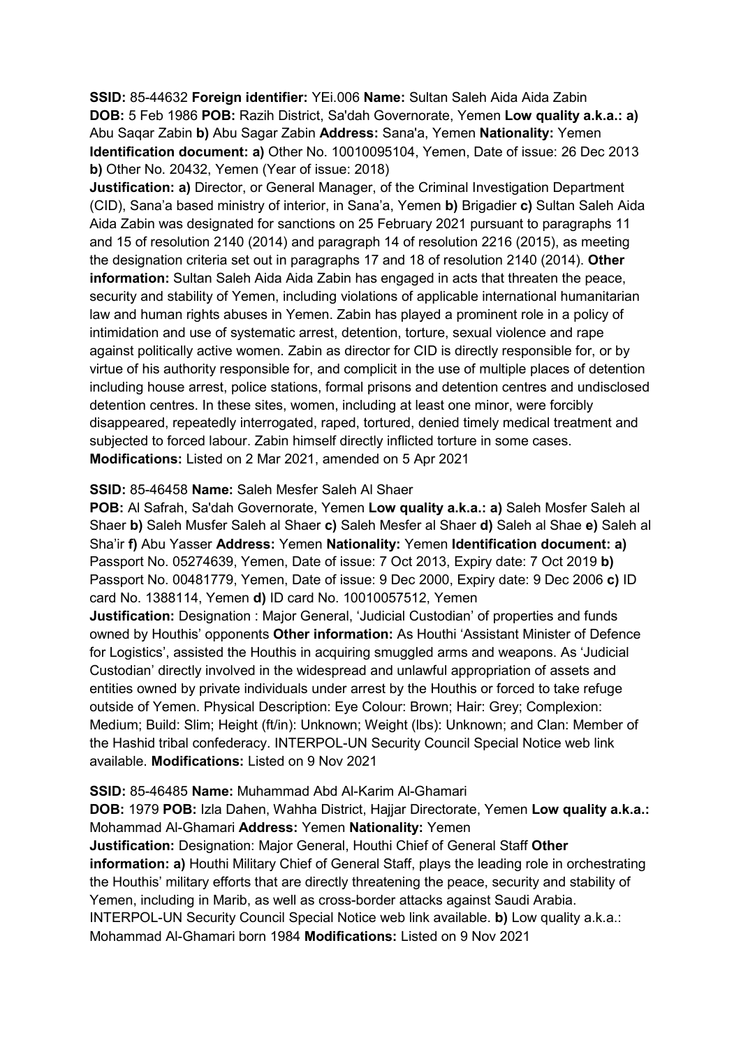**SSID:** 85-44632 **Foreign identifier:** YEi.006 **Name:** Sultan Saleh Aida Aida Zabin **DOB:** 5 Feb 1986 **POB:** Razih District, Sa'dah Governorate, Yemen **Low quality a.k.a.: a)** Abu Saqar Zabin **b)** Abu Sagar Zabin **Address:** Sana'a, Yemen **Nationality:** Yemen **Identification document: a)** Other No. 10010095104, Yemen, Date of issue: 26 Dec 2013 **b)** Other No. 20432, Yemen (Year of issue: 2018)
**Justification: a)** Director, or General Manager, of the Criminal Investigation Department (CID), Sana'a based ministry of interior, in Sana'a, Yemen **b)** Brigadier **c)** Sultan Saleh Aida Aida Zabin was designated for sanctions on 25 February 2021 pursuant to paragraphs 11 and 15 of resolution 2140 (2014) and paragraph 14 of resolution 2216 (2015), as meeting the designation criteria set out in paragraphs 17 and 18 of resolution 2140 (2014). **Other information:** Sultan Saleh Aida Aida Zabin has engaged in acts that threaten the peace, security and stability of Yemen, including violations of applicable international humanitarian law and human rights abuses in Yemen. Zabin has played a prominent role in a policy of intimidation and use of systematic arrest, detention, torture, sexual violence and rape against politically active women. Zabin as director for CID is directly responsible for, or by virtue of his authority responsible for, and complicit in the use of multiple places of detention including house arrest, police stations, formal prisons and detention centres and undisclosed detention centres. In these sites, women, including at least one minor, were forcibly disappeared, repeatedly interrogated, raped, tortured, denied timely medical treatment and subjected to forced labour. Zabin himself directly inflicted torture in some cases. **Modifications:** Listed on 2 Mar 2021, amended on 5 Apr 2021

**SSID:** 85-46458 **Name:** Saleh Mesfer Saleh Al Shaer
**POB:** Al Safrah, Sa'dah Governorate, Yemen **Low quality a.k.a.: a)** Saleh Mosfer Saleh al Shaer **b)** Saleh Musfer Saleh al Shaer **c)** Saleh Mesfer al Shaer **d)** Saleh al Shae **e)** Saleh al Sha'ir **f)** Abu Yasser **Address:** Yemen **Nationality:** Yemen **Identification document: a)** Passport No. 05274639, Yemen, Date of issue: 7 Oct 2013, Expiry date: 7 Oct 2019 **b)** Passport No. 00481779, Yemen, Date of issue: 9 Dec 2000, Expiry date: 9 Dec 2006 **c)** ID card No. 1388114, Yemen **d)** ID card No. 10010057512, Yemen
**Justification:** Designation : Major General, 'Judicial Custodian' of properties and funds owned by Houthis' opponents **Other information:** As Houthi 'Assistant Minister of Defence for Logistics', assisted the Houthis in acquiring smuggled arms and weapons. As 'Judicial Custodian' directly involved in the widespread and unlawful appropriation of assets and entities owned by private individuals under arrest by the Houthis or forced to take refuge outside of Yemen. Physical Description: Eye Colour: Brown; Hair: Grey; Complexion: Medium; Build: Slim; Height (ft/in): Unknown; Weight (lbs): Unknown; and Clan: Member of the Hashid tribal confederacy. INTERPOL-UN Security Council Special Notice web link available. **Modifications:** Listed on 9 Nov 2021

**SSID:** 85-46485 **Name:** Muhammad Abd Al-Karim Al-Ghamari
**DOB:** 1979 **POB:** Izla Dahen, Wahha District, Hajjar Directorate, Yemen **Low quality a.k.a.:** Mohammad Al-Ghamari **Address:** Yemen **Nationality:** Yemen
**Justification:** Designation: Major General, Houthi Chief of General Staff **Other information: a)** Houthi Military Chief of General Staff, plays the leading role in orchestrating the Houthis' military efforts that are directly threatening the peace, security and stability of Yemen, including in Marib, as well as cross-border attacks against Saudi Arabia. INTERPOL-UN Security Council Special Notice web link available. **b)** Low quality a.k.a.: Mohammad Al-Ghamari born 1984 **Modifications:** Listed on 9 Nov 2021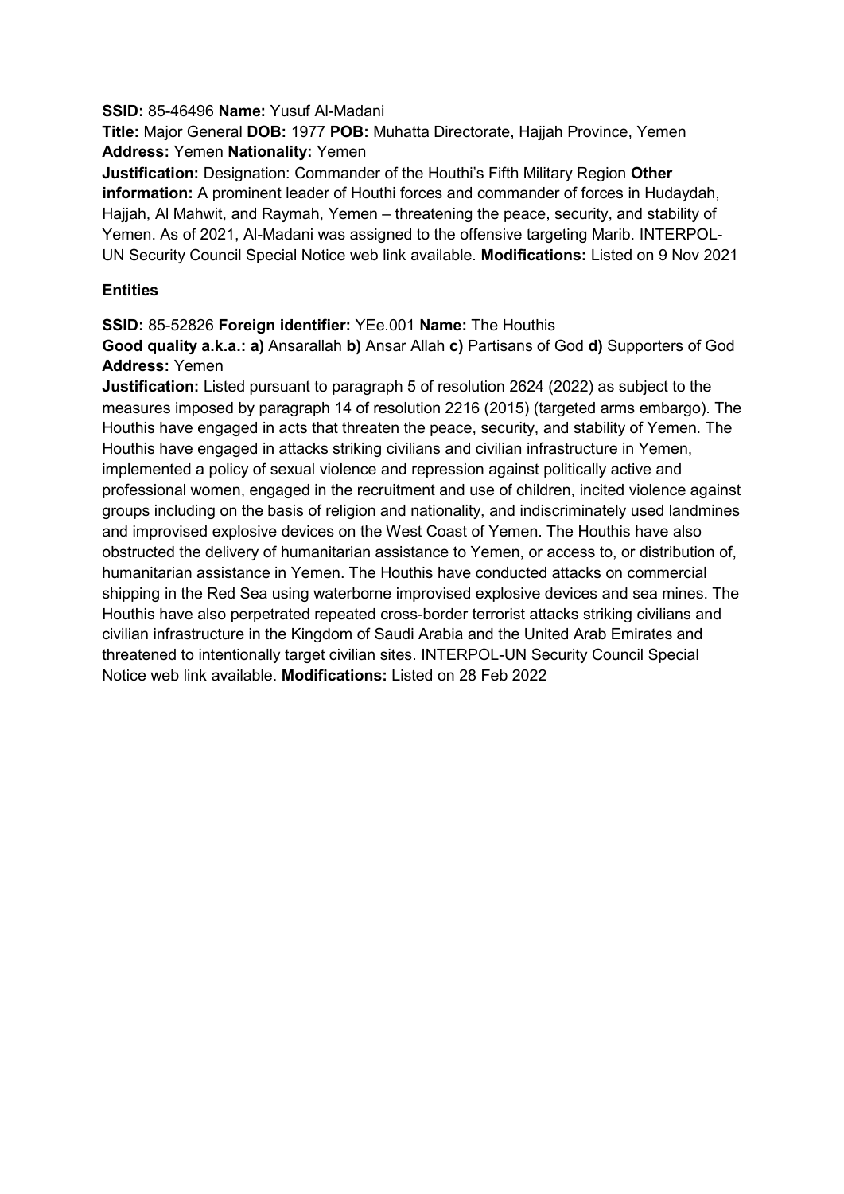**SSID:** 85-46496 **Name:** Yusuf Al-Madani
**Title:** Major General **DOB:** 1977 **POB:** Muhatta Directorate, Hajjah Province, Yemen
**Address:** Yemen **Nationality:** Yemen
**Justification:** Designation: Commander of the Houthi's Fifth Military Region **Other information:** A prominent leader of Houthi forces and commander of forces in Hudaydah, Hajjah, Al Mahwit, and Raymah, Yemen – threatening the peace, security, and stability of Yemen. As of 2021, Al-Madani was assigned to the offensive targeting Marib. INTERPOL-UN Security Council Special Notice web link available. **Modifications:** Listed on 9 Nov 2021

**Entities**

**SSID:** 85-52826 **Foreign identifier:** YEe.001 **Name:** The Houthis
**Good quality a.k.a.: a)** Ansarallah **b)** Ansar Allah **c)** Partisans of God **d)** Supporters of God
**Address:** Yemen
**Justification:** Listed pursuant to paragraph 5 of resolution 2624 (2022) as subject to the measures imposed by paragraph 14 of resolution 2216 (2015) (targeted arms embargo). The Houthis have engaged in acts that threaten the peace, security, and stability of Yemen. The Houthis have engaged in attacks striking civilians and civilian infrastructure in Yemen, implemented a policy of sexual violence and repression against politically active and professional women, engaged in the recruitment and use of children, incited violence against groups including on the basis of religion and nationality, and indiscriminately used landmines and improvised explosive devices on the West Coast of Yemen. The Houthis have also obstructed the delivery of humanitarian assistance to Yemen, or access to, or distribution of, humanitarian assistance in Yemen. The Houthis have conducted attacks on commercial shipping in the Red Sea using waterborne improvised explosive devices and sea mines. The Houthis have also perpetrated repeated cross-border terrorist attacks striking civilians and civilian infrastructure in the Kingdom of Saudi Arabia and the United Arab Emirates and threatened to intentionally target civilian sites. INTERPOL-UN Security Council Special Notice web link available. **Modifications:** Listed on 28 Feb 2022